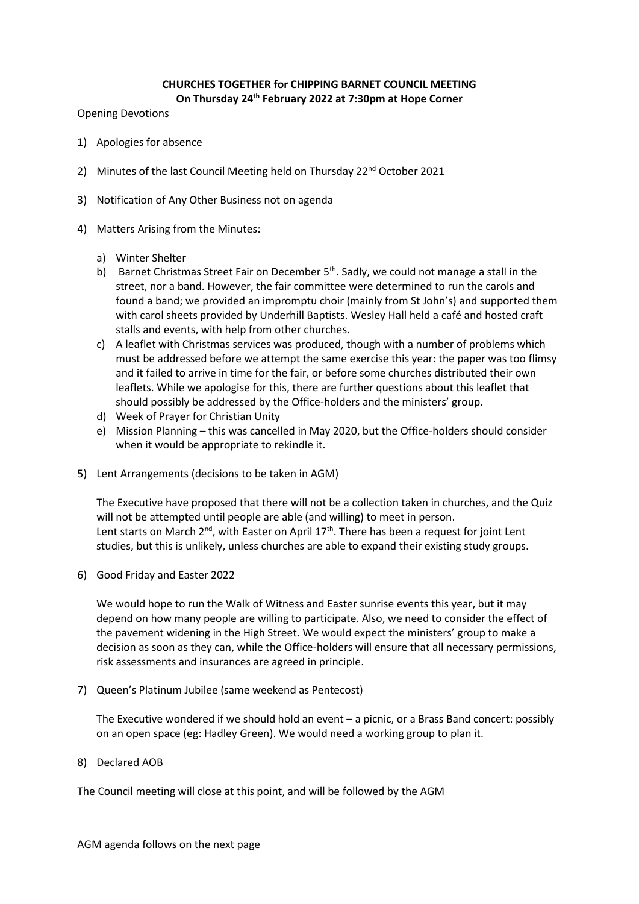**CHURCHES TOGETHER for CHIPPING BARNET COUNCIL MEETING**
**On Thursday 24th February 2022 at 7:30pm at Hope Corner**

Opening Devotions

1) Apologies for absence

2) Minutes of the last Council Meeting held on Thursday 22nd October 2021

3) Notification of Any Other Business not on agenda

4) Matters Arising from the Minutes:

   a) Winter Shelter
   b) Barnet Christmas Street Fair on December 5th. Sadly, we could not manage a stall in the street, nor a band. However, the fair committee were determined to run the carols and found a band; we provided an impromptu choir (mainly from St John's) and supported them with carol sheets provided by Underhill Baptists. Wesley Hall held a café and hosted craft stalls and events, with help from other churches.
   c) A leaflet with Christmas services was produced, though with a number of problems which must be addressed before we attempt the same exercise this year: the paper was too flimsy and it failed to arrive in time for the fair, or before some churches distributed their own leaflets. While we apologise for this, there are further questions about this leaflet that should possibly be addressed by the Office-holders and the ministers' group.
   d) Week of Prayer for Christian Unity
   e) Mission Planning – this was cancelled in May 2020, but the Office-holders should consider when it would be appropriate to rekindle it.

5) Lent Arrangements (decisions to be taken in AGM)

   The Executive have proposed that there will not be a collection taken in churches, and the Quiz will not be attempted until people are able (and willing) to meet in person.
   Lent starts on March 2nd, with Easter on April 17th. There has been a request for joint Lent studies, but this is unlikely, unless churches are able to expand their existing study groups.

6) Good Friday and Easter 2022

   We would hope to run the Walk of Witness and Easter sunrise events this year, but it may depend on how many people are willing to participate. Also, we need to consider the effect of the pavement widening in the High Street. We would expect the ministers' group to make a decision as soon as they can, while the Office-holders will ensure that all necessary permissions, risk assessments and insurances are agreed in principle.

7) Queen's Platinum Jubilee (same weekend as Pentecost)

   The Executive wondered if we should hold an event – a picnic, or a Brass Band concert: possibly on an open space (eg: Hadley Green). We would need a working group to plan it.

8) Declared AOB

The Council meeting will close at this point, and will be followed by the AGM

AGM agenda follows on the next page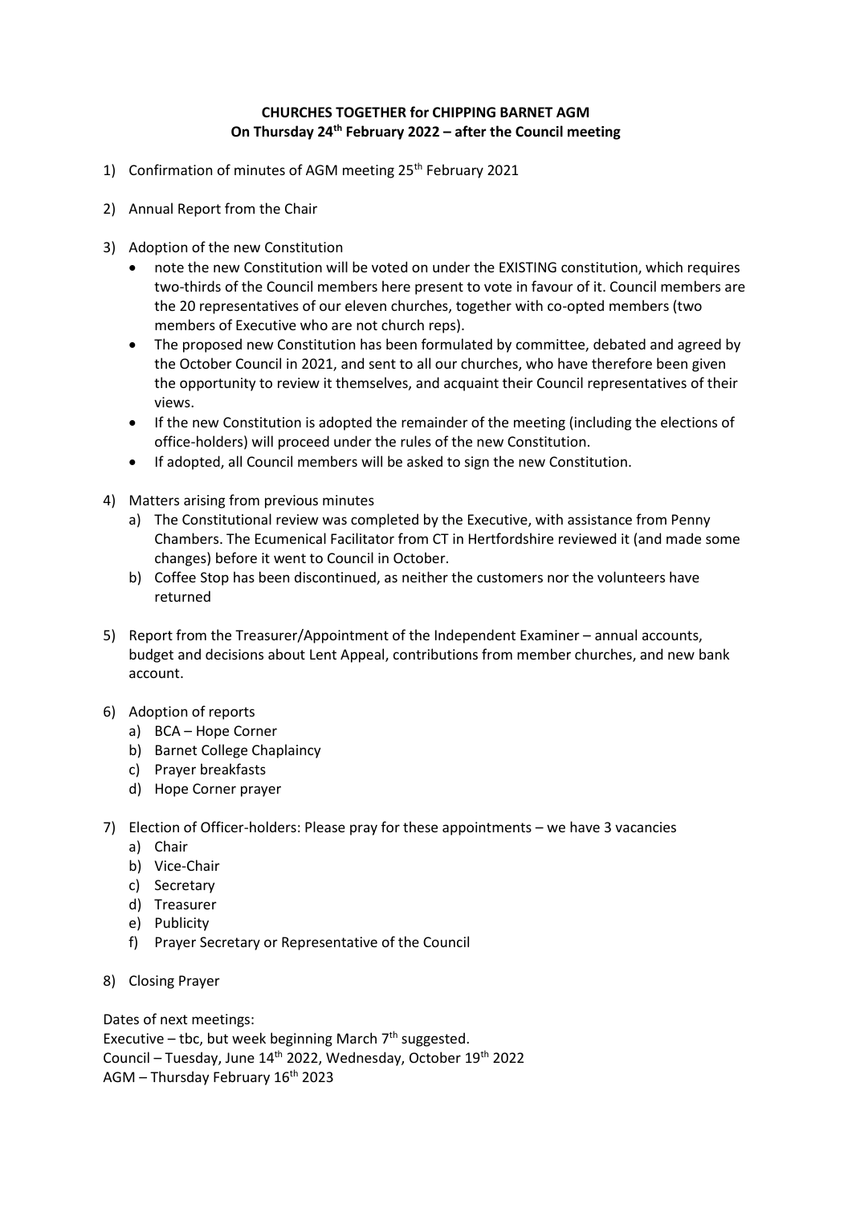**CHURCHES TOGETHER for CHIPPING BARNET AGM**
**On Thursday 24th February 2022 – after the Council meeting**

1) Confirmation of minutes of AGM meeting 25th February 2021

2) Annual Report from the Chair

3) Adoption of the new Constitution
   - note the new Constitution will be voted on under the EXISTING constitution, which requires two-thirds of the Council members here present to vote in favour of it. Council members are the 20 representatives of our eleven churches, together with co-opted members (two members of Executive who are not church reps).
   - The proposed new Constitution has been formulated by committee, debated and agreed by the October Council in 2021, and sent to all our churches, who have therefore been given the opportunity to review it themselves, and acquaint their Council representatives of their views.
   - If the new Constitution is adopted the remainder of the meeting (including the elections of office-holders) will proceed under the rules of the new Constitution.
   - If adopted, all Council members will be asked to sign the new Constitution.

4) Matters arising from previous minutes
   a) The Constitutional review was completed by the Executive, with assistance from Penny Chambers. The Ecumenical Facilitator from CT in Hertfordshire reviewed it (and made some changes) before it went to Council in October.
   b) Coffee Stop has been discontinued, as neither the customers nor the volunteers have returned

5) Report from the Treasurer/Appointment of the Independent Examiner – annual accounts, budget and decisions about Lent Appeal, contributions from member churches, and new bank account.

6) Adoption of reports
   a) BCA – Hope Corner
   b) Barnet College Chaplaincy
   c) Prayer breakfasts
   d) Hope Corner prayer

7) Election of Officer-holders: Please pray for these appointments – we have 3 vacancies
   a) Chair
   b) Vice-Chair
   c) Secretary
   d) Treasurer
   e) Publicity
   f) Prayer Secretary or Representative of the Council

8) Closing Prayer

Dates of next meetings:
Executive – tbc, but week beginning March 7th suggested.
Council – Tuesday, June 14th 2022, Wednesday, October 19th 2022
AGM – Thursday February 16th 2023